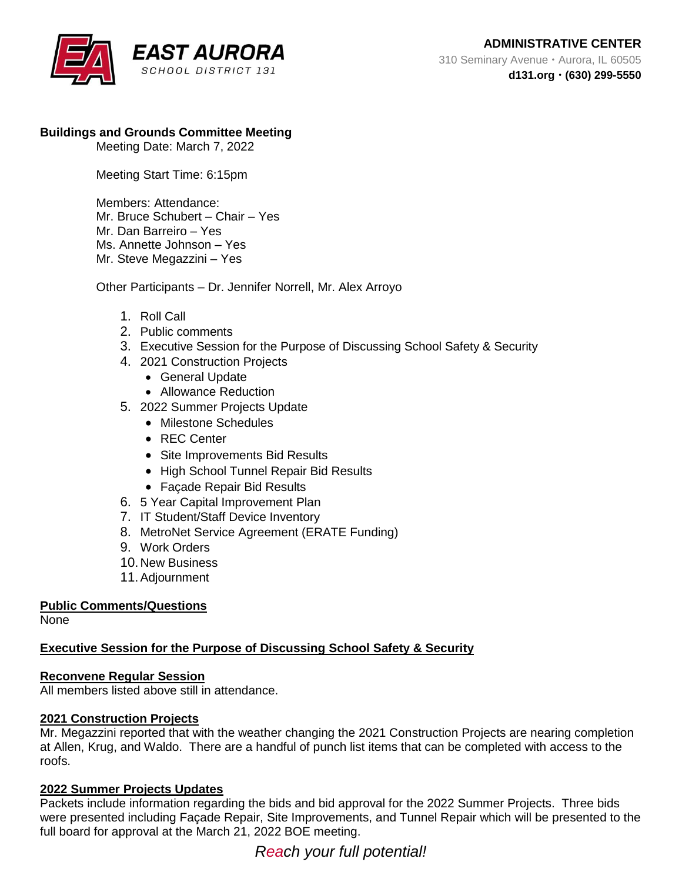**EAST AURORA**
SCHOOL DISTRICT 131

**ADMINISTRATIVE CENTER**
310 Seminary Avenue • Aurora, IL 60505
**d131.org • (630) 299-5550**

**Buildings and Grounds Committee Meeting**

Meeting Date: March 7, 2022

Meeting Start Time: 6:15pm

Members: Attendance:
Mr. Bruce Schubert – Chair – Yes
Mr. Dan Barreiro – Yes
Ms. Annette Johnson – Yes
Mr. Steve Megazzini – Yes

Other Participants – Dr. Jennifer Norrell, Mr. Alex Arroyo

1. Roll Call
2. Public comments
3. Executive Session for the Purpose of Discussing School Safety & Security
4. 2021 Construction Projects
   - General Update
   - Allowance Reduction
5. 2022 Summer Projects Update
   - Milestone Schedules
   - REC Center
   - Site Improvements Bid Results
   - High School Tunnel Repair Bid Results
   - Façade Repair Bid Results
6. 5 Year Capital Improvement Plan
7. IT Student/Staff Device Inventory
8. MetroNet Service Agreement (ERATE Funding)
9. Work Orders
10. New Business
11. Adjournment

**Public Comments/Questions**

None

**Executive Session for the Purpose of Discussing School Safety & Security**

**Reconvene Regular Session**

All members listed above still in attendance.

**2021 Construction Projects**

Mr. Megazzini reported that with the weather changing the 2021 Construction Projects are nearing completion at Allen, Krug, and Waldo. There are a handful of punch list items that can be completed with access to the roofs.

**2022 Summer Projects Updates**

Packets include information regarding the bids and bid approval for the 2022 Summer Projects. Three bids were presented including Façade Repair, Site Improvements, and Tunnel Repair which will be presented to the full board for approval at the March 21, 2022 BOE meeting.

*Reach your full potential!*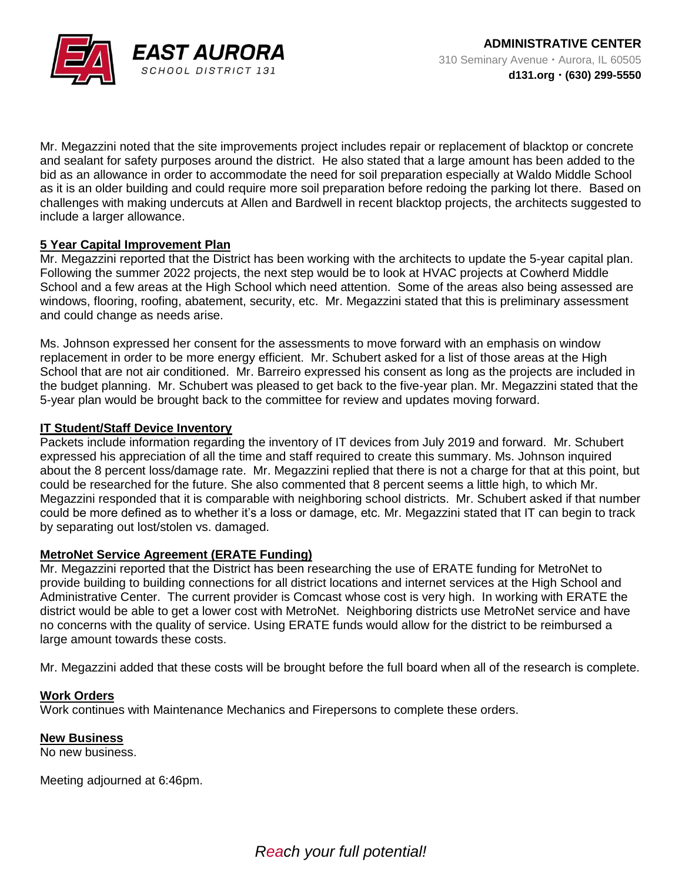Mr. Megazzini noted that the site improvements project includes repair or replacement of blacktop or concrete and sealant for safety purposes around the district. He also stated that a large amount has been added to the bid as an allowance in order to accommodate the need for soil preparation especially at Waldo Middle School as it is an older building and could require more soil preparation before redoing the parking lot there. Based on challenges with making undercuts at Allen and Bardwell in recent blacktop projects, the architects suggested to include a larger allowance.

**5 Year Capital Improvement Plan**

Mr. Megazzini reported that the District has been working with the architects to update the 5-year capital plan. Following the summer 2022 projects, the next step would be to look at HVAC projects at Cowherd Middle School and a few areas at the High School which need attention. Some of the areas also being assessed are windows, flooring, roofing, abatement, security, etc. Mr. Megazzini stated that this is preliminary assessment and could change as needs arise.

Ms. Johnson expressed her consent for the assessments to move forward with an emphasis on window replacement in order to be more energy efficient. Mr. Schubert asked for a list of those areas at the High School that are not air conditioned. Mr. Barreiro expressed his consent as long as the projects are included in the budget planning. Mr. Schubert was pleased to get back to the five-year plan. Mr. Megazzini stated that the 5-year plan would be brought back to the committee for review and updates moving forward.

**IT Student/Staff Device Inventory**

Packets include information regarding the inventory of IT devices from July 2019 and forward. Mr. Schubert expressed his appreciation of all the time and staff required to create this summary. Ms. Johnson inquired about the 8 percent loss/damage rate. Mr. Megazzini replied that there is not a charge for that at this point, but could be researched for the future. She also commented that 8 percent seems a little high, to which Mr. Megazzini responded that it is comparable with neighboring school districts. Mr. Schubert asked if that number could be more defined as to whether it's a loss or damage, etc. Mr. Megazzini stated that IT can begin to track by separating out lost/stolen vs. damaged.

**MetroNet Service Agreement (ERATE Funding)**

Mr. Megazzini reported that the District has been researching the use of ERATE funding for MetroNet to provide building to building connections for all district locations and internet services at the High School and Administrative Center. The current provider is Comcast whose cost is very high. In working with ERATE the district would be able to get a lower cost with MetroNet. Neighboring districts use MetroNet service and have no concerns with the quality of service. Using ERATE funds would allow for the district to be reimbursed a large amount towards these costs.

Mr. Megazzini added that these costs will be brought before the full board when all of the research is complete.

**Work Orders**

Work continues with Maintenance Mechanics and Firepersons to complete these orders.

**New Business**

No new business.

Meeting adjourned at 6:46pm.